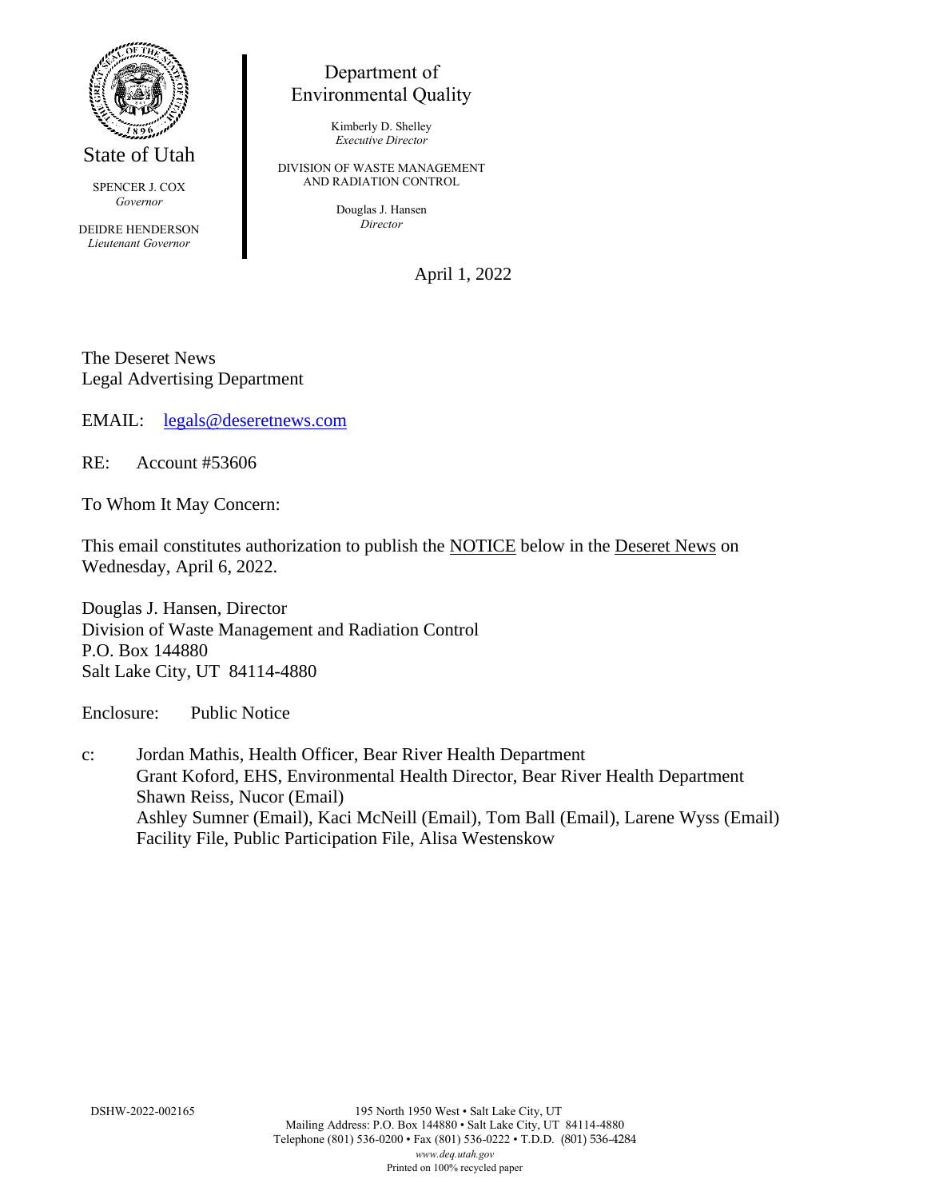State of Utah

SPENCER J. COX
*Governor*

DEIDRE HENDERSON
*Lieutenant Governor*

Department of
Environmental Quality

Kimberly D. Shelley
*Executive Director*

DIVISION OF WASTE MANAGEMENT
AND RADIATION CONTROL

Douglas J. Hansen
*Director*

April 1, 2022

The Deseret News
Legal Advertising Department

EMAIL: legals@deseretnews.com

RE: Account #53606

To Whom It May Concern:

This email constitutes authorization to publish the NOTICE below in the Deseret News on Wednesday, April 6, 2022.

Douglas J. Hansen, Director
Division of Waste Management and Radiation Control
P.O. Box 144880
Salt Lake City, UT 84114-4880

Enclosure: Public Notice

c: Jordan Mathis, Health Officer, Bear River Health Department
Grant Koford, EHS, Environmental Health Director, Bear River Health Department
Shawn Reiss, Nucor (Email)
Ashley Sumner (Email), Kaci McNeill (Email), Tom Ball (Email), Larene Wyss (Email)
Facility File, Public Participation File, Alisa Westenskow

DSHW-2022-002165

195 North 1950 West • Salt Lake City, UT
Mailing Address: P.O. Box 144880 • Salt Lake City, UT 84114-4880
Telephone (801) 536-0200 • Fax (801) 536-0222 • T.D.D. (801) 536-4284
*www.deq.utah.gov*
Printed on 100% recycled paper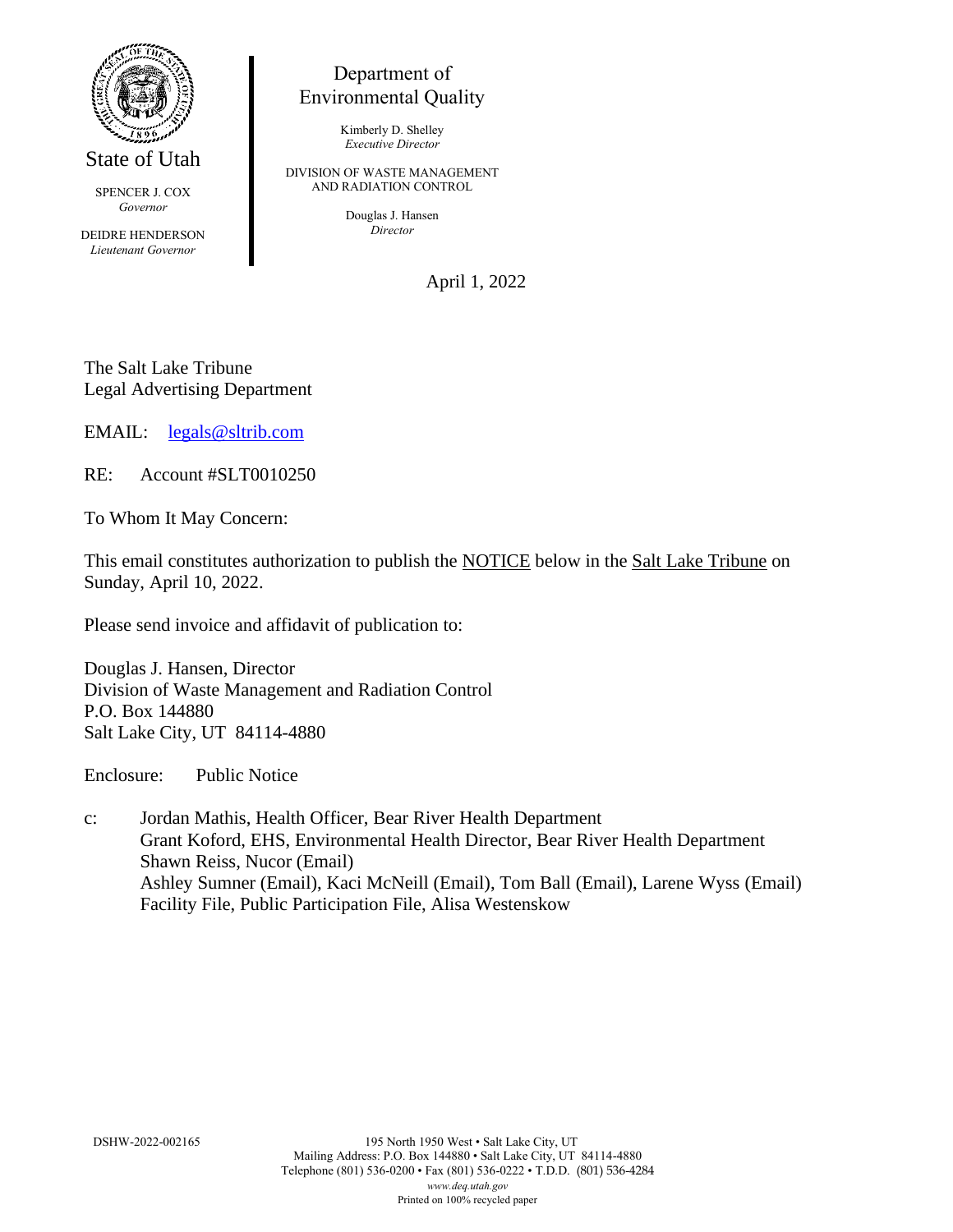State of Utah

SPENCER J. COX
*Governor*

DEIDRE HENDERSON
*Lieutenant Governor*

Department of
Environmental Quality

Kimberly D. Shelley
*Executive Director*

DIVISION OF WASTE MANAGEMENT
AND RADIATION CONTROL

Douglas J. Hansen
*Director*

April 1, 2022

The Salt Lake Tribune
Legal Advertising Department

EMAIL: legals@sltrib.com

RE: Account #SLT0010250

To Whom It May Concern:

This email constitutes authorization to publish the NOTICE below in the Salt Lake Tribune on Sunday, April 10, 2022.

Please send invoice and affidavit of publication to:

Douglas J. Hansen, Director
Division of Waste Management and Radiation Control
P.O. Box 144880
Salt Lake City, UT 84114-4880

Enclosure: Public Notice

c: Jordan Mathis, Health Officer, Bear River Health Department
Grant Koford, EHS, Environmental Health Director, Bear River Health Department
Shawn Reiss, Nucor (Email)
Ashley Sumner (Email), Kaci McNeill (Email), Tom Ball (Email), Larene Wyss (Email)
Facility File, Public Participation File, Alisa Westenskow

DSHW-2022-002165

195 North 1950 West • Salt Lake City, UT
Mailing Address: P.O. Box 144880 • Salt Lake City, UT 84114-4880
Telephone (801) 536-0200 • Fax (801) 536-0222 • T.D.D. (801) 536-4284
*www.deq.utah.gov*
Printed on 100% recycled paper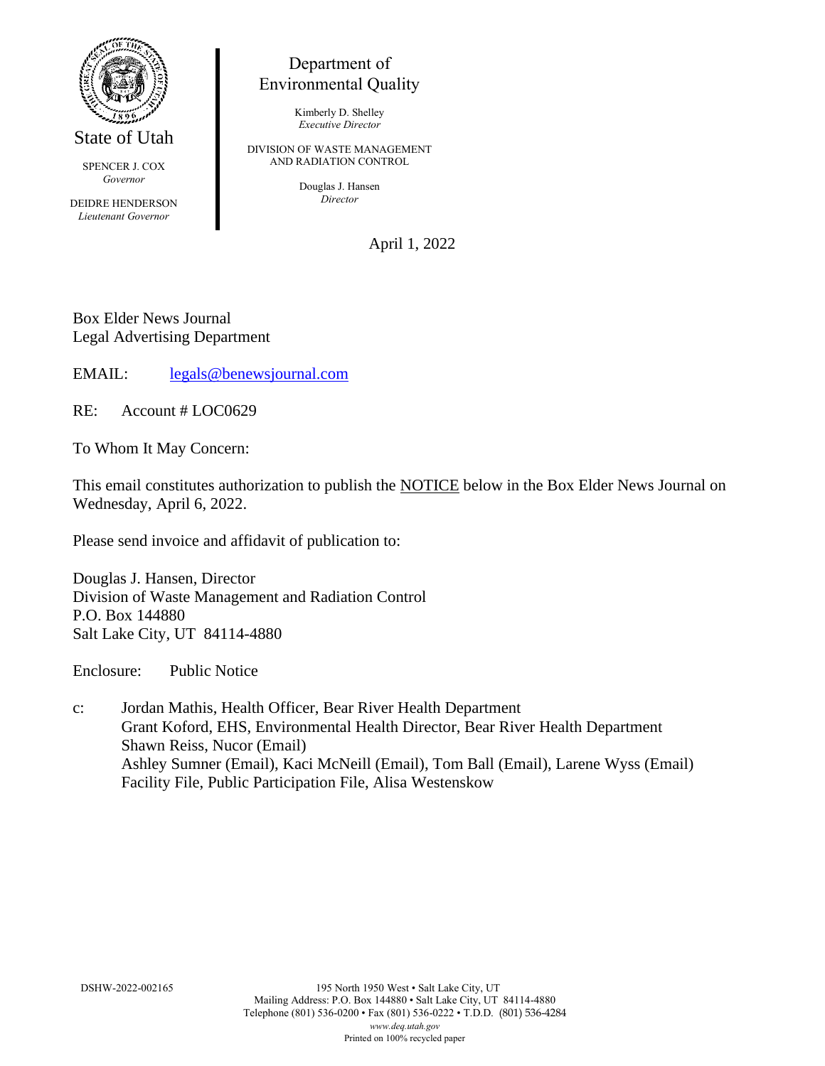State of Utah

SPENCER J. COX
*Governor*

DEIDRE HENDERSON
*Lieutenant Governor*

Department of
Environmental Quality

Kimberly D. Shelley
*Executive Director*

DIVISION OF WASTE MANAGEMENT
AND RADIATION CONTROL

Douglas J. Hansen
*Director*

April 1, 2022

Box Elder News Journal
Legal Advertising Department

EMAIL: legals@benewsjournal.com

RE: Account # LOC0629

To Whom It May Concern:

This email constitutes authorization to publish the NOTICE below in the Box Elder News Journal on Wednesday, April 6, 2022.

Please send invoice and affidavit of publication to:

Douglas J. Hansen, Director
Division of Waste Management and Radiation Control
P.O. Box 144880
Salt Lake City, UT 84114-4880

Enclosure: Public Notice

c: Jordan Mathis, Health Officer, Bear River Health Department
Grant Koford, EHS, Environmental Health Director, Bear River Health Department
Shawn Reiss, Nucor (Email)
Ashley Sumner (Email), Kaci McNeill (Email), Tom Ball (Email), Larene Wyss (Email)
Facility File, Public Participation File, Alisa Westenskow

DSHW-2022-002165

195 North 1950 West • Salt Lake City, UT
Mailing Address: P.O. Box 144880 • Salt Lake City, UT 84114-4880
Telephone (801) 536-0200 • Fax (801) 536-0222 • T.D.D. (801) 536-4284
*www.deq.utah.gov*
Printed on 100% recycled paper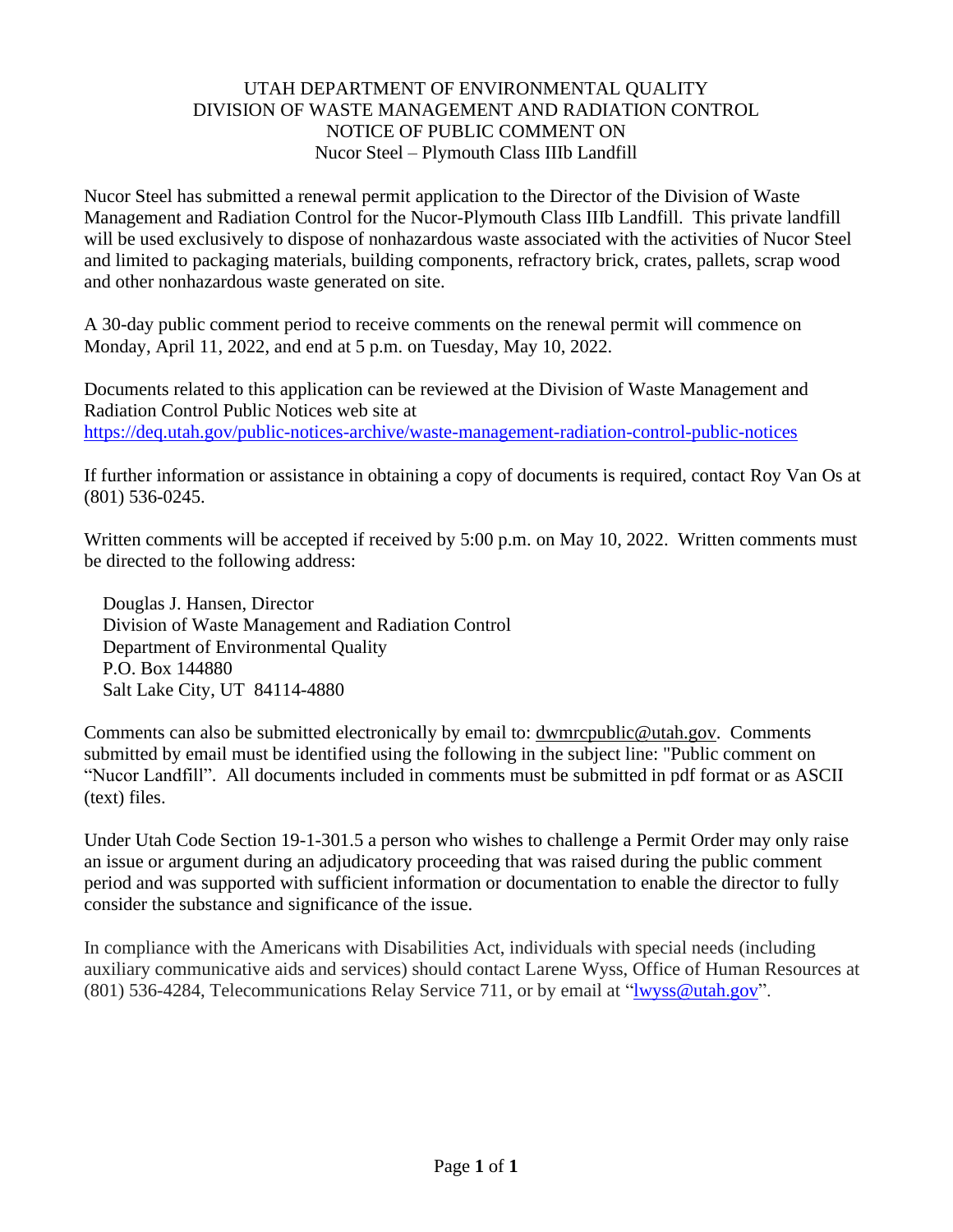UTAH DEPARTMENT OF ENVIRONMENTAL QUALITY
DIVISION OF WASTE MANAGEMENT AND RADIATION CONTROL
NOTICE OF PUBLIC COMMENT ON
Nucor Steel – Plymouth Class IIIb Landfill

Nucor Steel has submitted a renewal permit application to the Director of the Division of Waste Management and Radiation Control for the Nucor-Plymouth Class IIIb Landfill. This private landfill will be used exclusively to dispose of nonhazardous waste associated with the activities of Nucor Steel and limited to packaging materials, building components, refractory brick, crates, pallets, scrap wood and other nonhazardous waste generated on site.

A 30-day public comment period to receive comments on the renewal permit will commence on Monday, April 11, 2022, and end at 5 p.m. on Tuesday, May 10, 2022.

Documents related to this application can be reviewed at the Division of Waste Management and Radiation Control Public Notices web site at https://deq.utah.gov/public-notices-archive/waste-management-radiation-control-public-notices

If further information or assistance in obtaining a copy of documents is required, contact Roy Van Os at (801) 536-0245.

Written comments will be accepted if received by 5:00 p.m. on May 10, 2022. Written comments must be directed to the following address:

Douglas J. Hansen, Director
Division of Waste Management and Radiation Control
Department of Environmental Quality
P.O. Box 144880
Salt Lake City, UT 84114-4880

Comments can also be submitted electronically by email to: dwmrcpublic@utah.gov. Comments submitted by email must be identified using the following in the subject line: "Public comment on "Nucor Landfill". All documents included in comments must be submitted in pdf format or as ASCII (text) files.

Under Utah Code Section 19-1-301.5 a person who wishes to challenge a Permit Order may only raise an issue or argument during an adjudicatory proceeding that was raised during the public comment period and was supported with sufficient information or documentation to enable the director to fully consider the substance and significance of the issue.

In compliance with the Americans with Disabilities Act, individuals with special needs (including auxiliary communicative aids and services) should contact Larene Wyss, Office of Human Resources at (801) 536-4284, Telecommunications Relay Service 711, or by email at "lwyss@utah.gov".